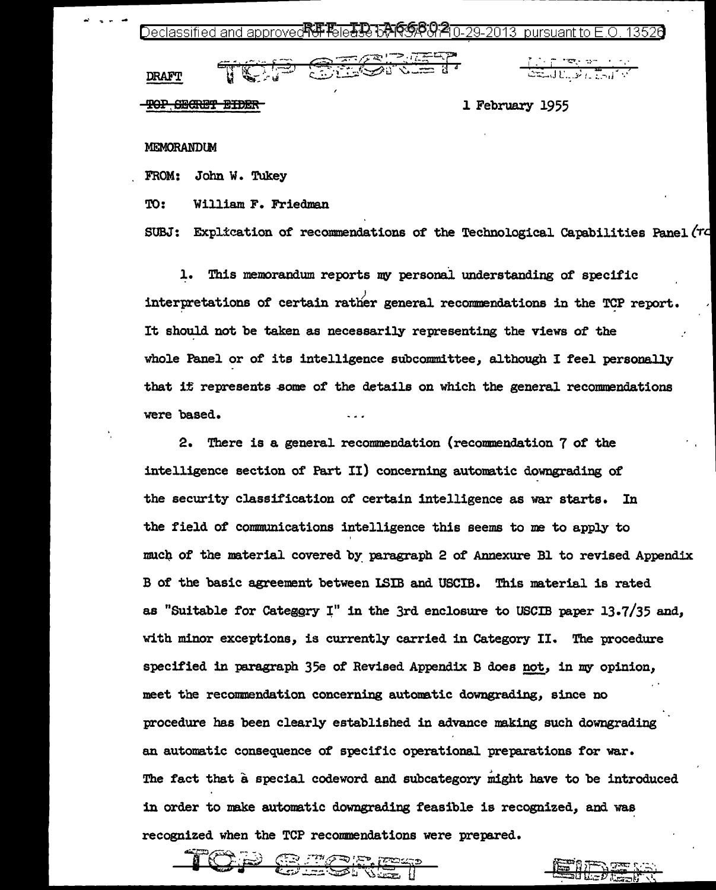Declassified and approved for release by NSA on 10-29-2013 pursuant to E.O. 13526

REF ID:A66802

DRAFT TOP SECRET

~~TOP SECRET EIDER~~

1 February 1955

MEMORANDUM

FROM: John W. Tukey

TO: William F. Friedman

SUBJ: Explication of recommendations of the Technological Capabilities Panel (TC

1. This memorandum reports my personal understanding of specific interpretations of certain rather general recommendations in the TCP report. It should not be taken as necessarily representing the views of the whole Panel or of its intelligence subcommittee, although I feel personally that it represents some of the details on which the general recommendations were based.

2. There is a general recommendation (recommendation 7 of the intelligence section of Part II) concerning automatic downgrading of the security classification of certain intelligence as war starts. In the field of communications intelligence this seems to me to apply to much of the material covered by paragraph 2 of Annexure B1 to revised Appendix B of the basic agreement between LSIB and USCIB. This material is rated as "Suitable for Category I" in the 3rd enclosure to USCIB paper 13.7/35 and, with minor exceptions, is currently carried in Category II. The procedure specified in paragraph 35e of Revised Appendix B does not, in my opinion, meet the recommendation concerning automatic downgrading, since no procedure has been clearly established in advance making such downgrading an automatic consequence of specific operational preparations for war. The fact that a special codeword and subcategory might have to be introduced in order to make automatic downgrading feasible is recognized, and was recognized when the TCP recommendations were prepared.

TOP SECRET EIDER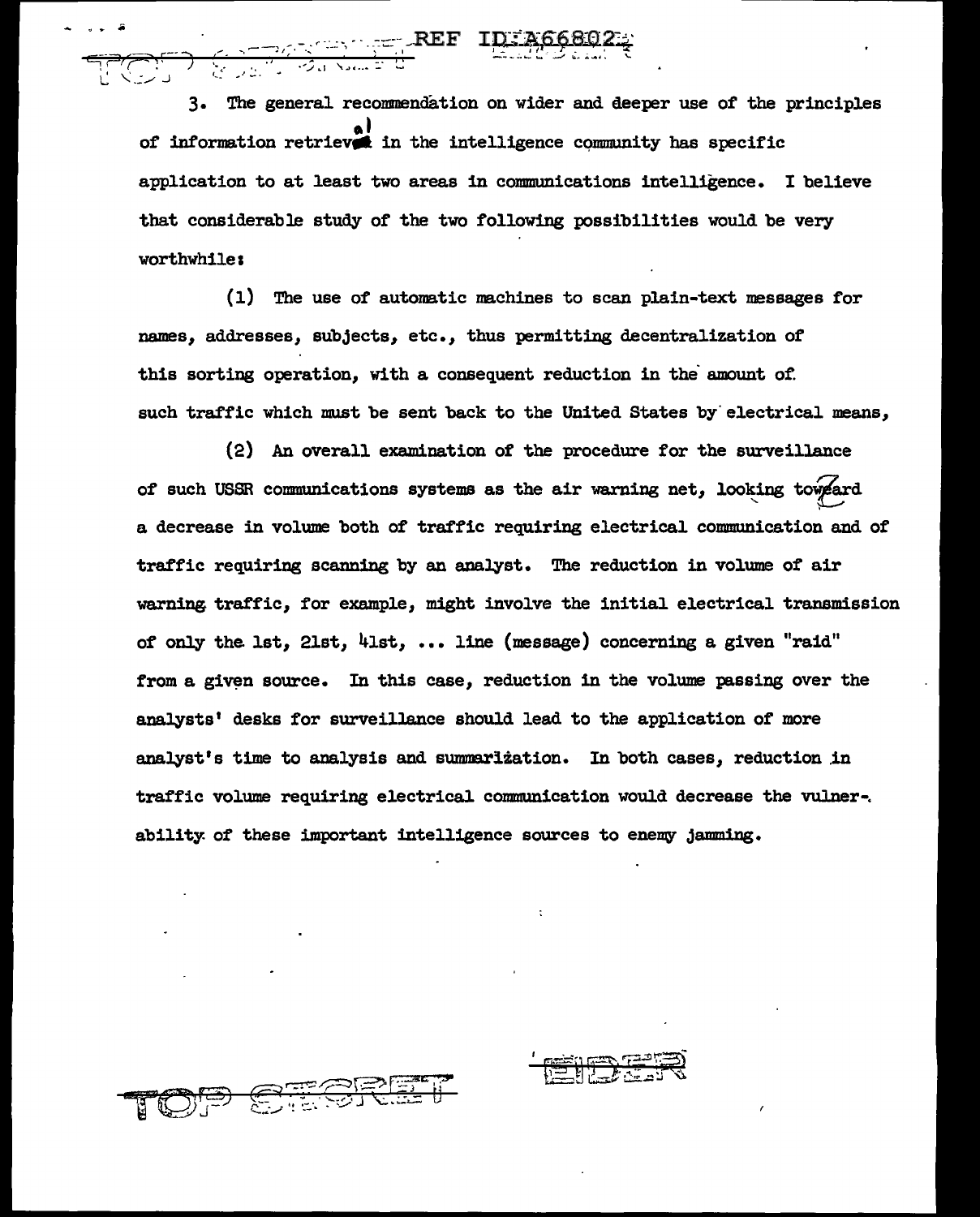3. The general recommendation on wider and deeper use of the principles of information retrieval in the intelligence community has specific application to at least two areas in communications intelligence. I believe that considerable study of the two following possibilities would be very worthwhile:

(1) The use of automatic machines to scan plain-text messages for names, addresses, subjects, etc., thus permitting decentralization of this sorting operation, with a consequent reduction in the amount of such traffic which must be sent back to the United States by electrical means,

(2) An overall examination of the procedure for the surveillance of such USSR communications systems as the air warning net, looking toward a decrease in volume both of traffic requiring electrical communication and of traffic requiring scanning by an analyst. The reduction in volume of air warning traffic, for example, might involve the initial electrical transmission of only the 1st, 21st, 41st, ... line (message) concerning a given "raid" from a given source. In this case, reduction in the volume passing over the analysts' desks for surveillance should lead to the application of more analyst's time to analysis and summarization. In both cases, reduction in traffic volume requiring electrical communication would decrease the vulnerability of these important intelligence sources to enemy jamming.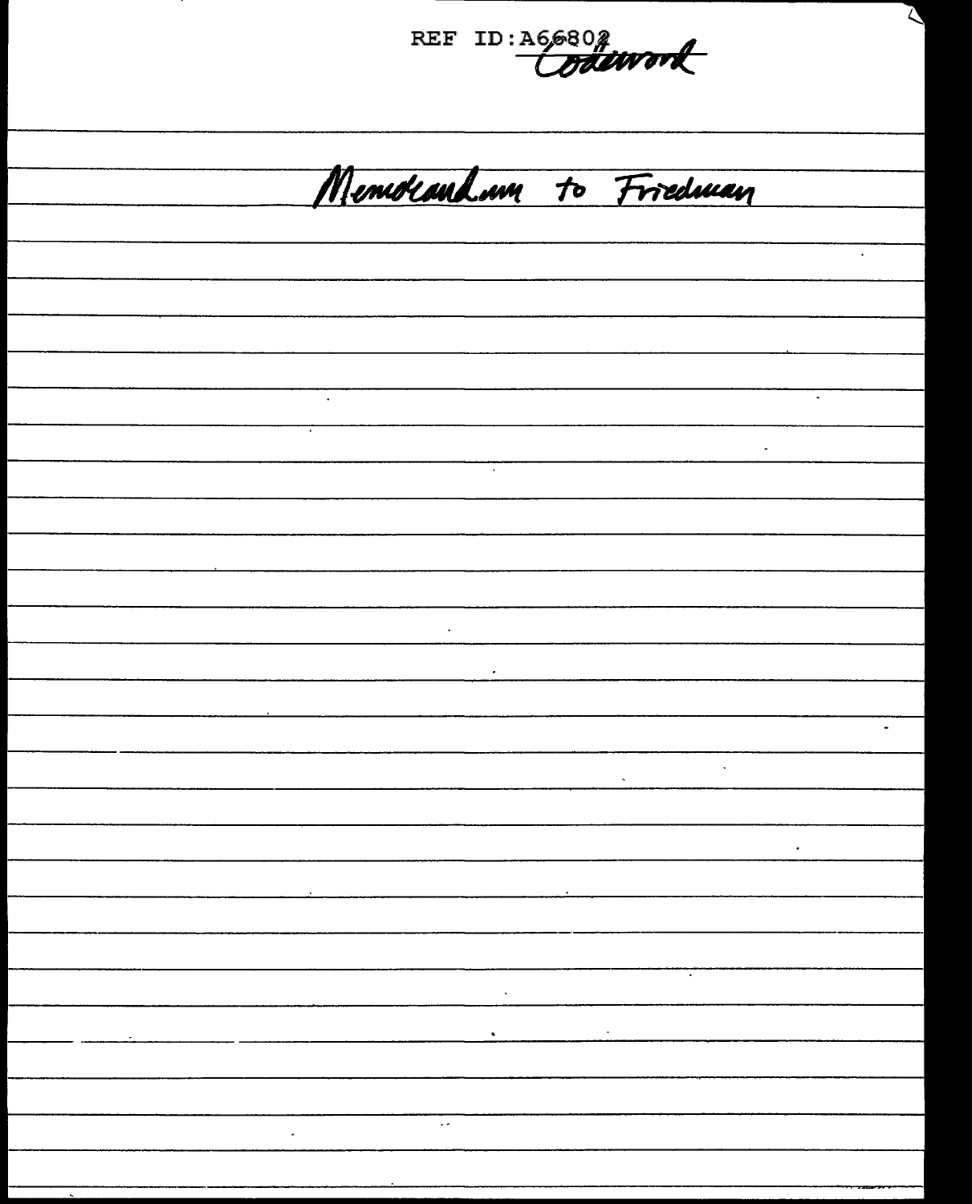Codeword

Memorandum to Friedman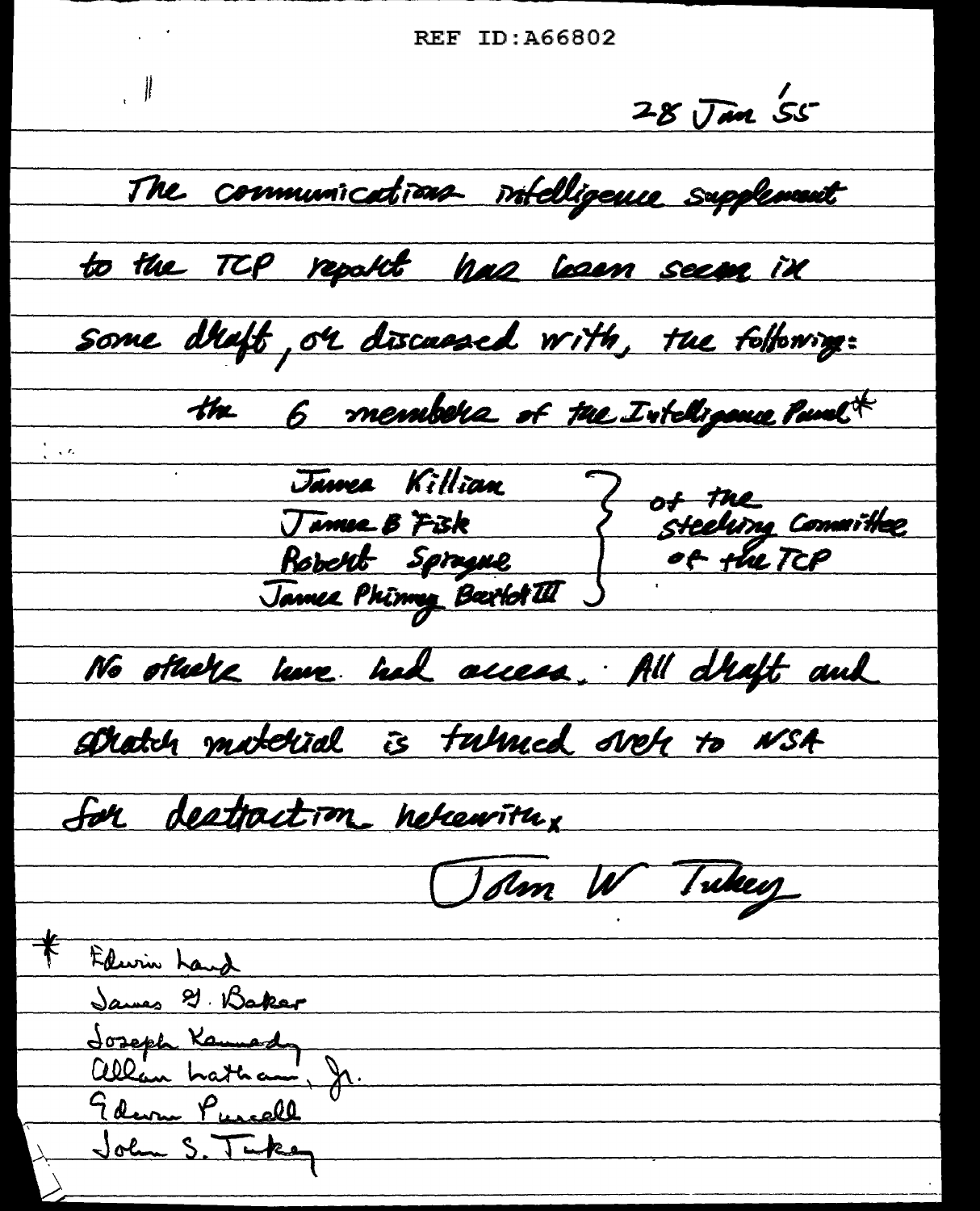REF ID:A66802

28 Jan '55

The communications intelligence supplement to the TCP report has been seen in some draft, or discussed with, the following:

the 6 members of the Intelligence Panel*

James Killian
James B Fisk
Robert Sprague
James Phinney Baxter III

} of the Steering Committee of the TCP

No others have had access. All draft and scratch material is turned over to NSA for destruction herewith.

John W Tukey

* Edwin Land
James G. Baker
Joseph Kennedy
Allan Latham, Jr.
Edwin Purcell
John S. Tukey